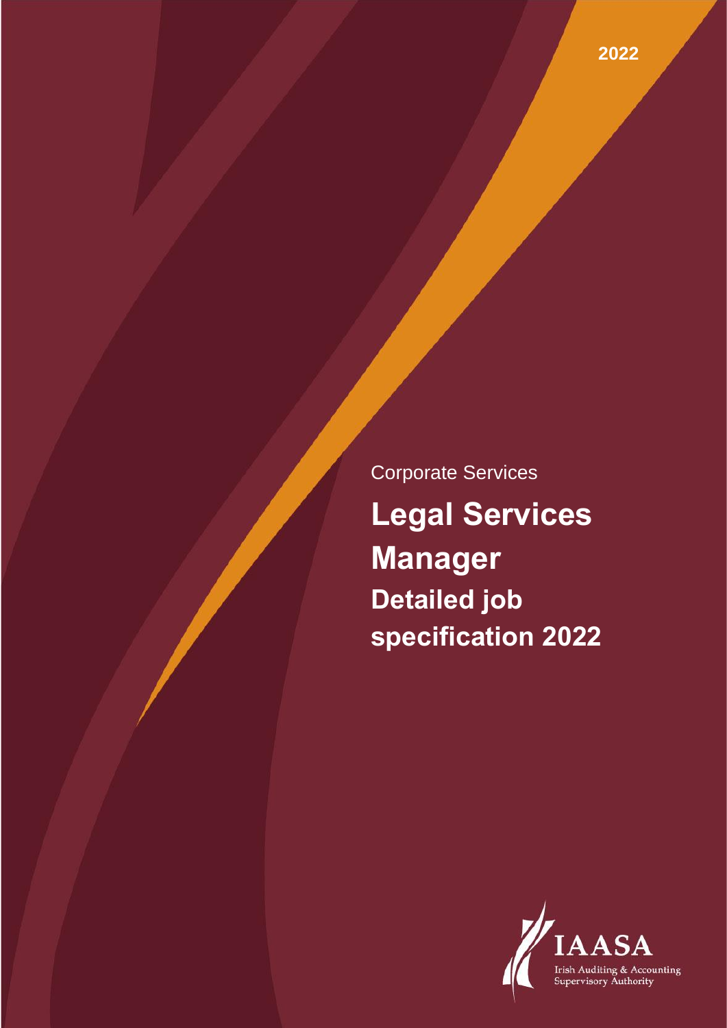2022

Corporate Services

# Legal Services Manager

## Detailed job specification 2022

IAASA

Irish Auditing & Accounting Supervisory Authority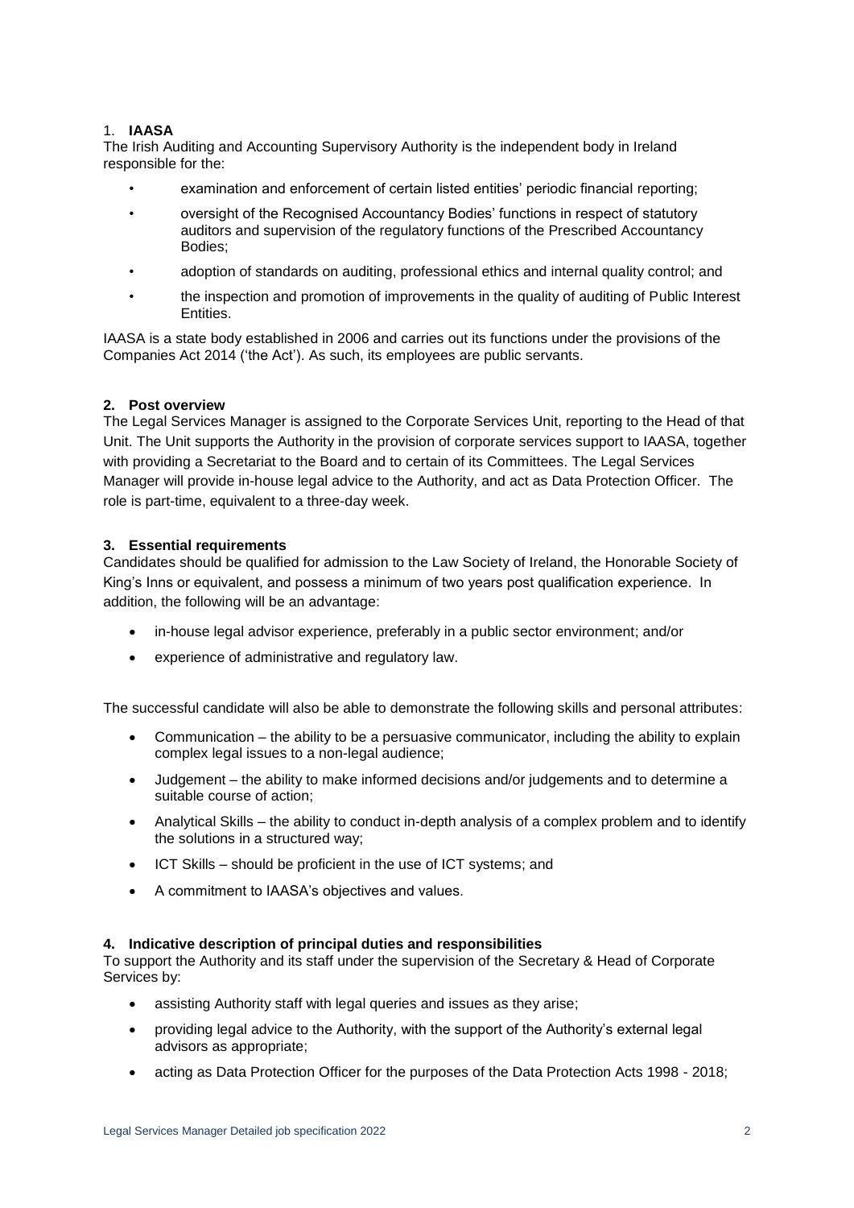## 1. IAASA

The Irish Auditing and Accounting Supervisory Authority is the independent body in Ireland responsible for the:

- examination and enforcement of certain listed entities' periodic financial reporting;
- oversight of the Recognised Accountancy Bodies' functions in respect of statutory auditors and supervision of the regulatory functions of the Prescribed Accountancy Bodies;
- adoption of standards on auditing, professional ethics and internal quality control; and
- the inspection and promotion of improvements in the quality of auditing of Public Interest Entities.

IAASA is a state body established in 2006 and carries out its functions under the provisions of the Companies Act 2014 ('the Act'). As such, its employees are public servants.

## 2. Post overview

The Legal Services Manager is assigned to the Corporate Services Unit, reporting to the Head of that Unit. The Unit supports the Authority in the provision of corporate services support to IAASA, together with providing a Secretariat to the Board and to certain of its Committees. The Legal Services Manager will provide in-house legal advice to the Authority, and act as Data Protection Officer. The role is part-time, equivalent to a three-day week.

## 3. Essential requirements

Candidates should be qualified for admission to the Law Society of Ireland, the Honorable Society of King's Inns or equivalent, and possess a minimum of two years post qualification experience. In addition, the following will be an advantage:

- in-house legal advisor experience, preferably in a public sector environment; and/or
- experience of administrative and regulatory law.

The successful candidate will also be able to demonstrate the following skills and personal attributes:

- Communication – the ability to be a persuasive communicator, including the ability to explain complex legal issues to a non-legal audience;
- Judgement – the ability to make informed decisions and/or judgements and to determine a suitable course of action;
- Analytical Skills – the ability to conduct in-depth analysis of a complex problem and to identify the solutions in a structured way;
- ICT Skills – should be proficient in the use of ICT systems; and
- A commitment to IAASA's objectives and values.

## 4. Indicative description of principal duties and responsibilities

To support the Authority and its staff under the supervision of the Secretary & Head of Corporate Services by:

- assisting Authority staff with legal queries and issues as they arise;
- providing legal advice to the Authority, with the support of the Authority's external legal advisors as appropriate;
- acting as Data Protection Officer for the purposes of the Data Protection Acts 1998 - 2018;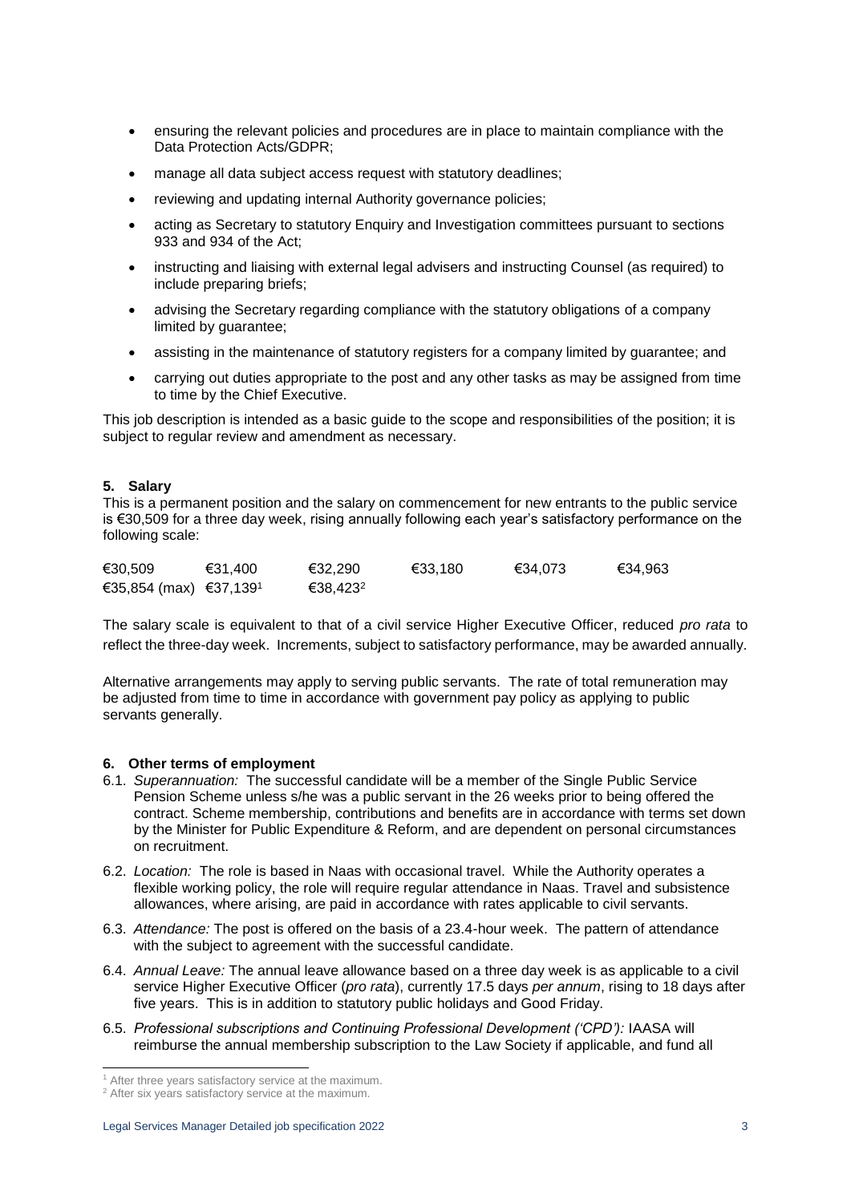- ensuring the relevant policies and procedures are in place to maintain compliance with the Data Protection Acts/GDPR;
- manage all data subject access request with statutory deadlines;
- reviewing and updating internal Authority governance policies;
- acting as Secretary to statutory Enquiry and Investigation committees pursuant to sections 933 and 934 of the Act;
- instructing and liaising with external legal advisers and instructing Counsel (as required) to include preparing briefs;
- advising the Secretary regarding compliance with the statutory obligations of a company limited by guarantee;
- assisting in the maintenance of statutory registers for a company limited by guarantee; and
- carrying out duties appropriate to the post and any other tasks as may be assigned from time to time by the Chief Executive.

This job description is intended as a basic guide to the scope and responsibilities of the position; it is subject to regular review and amendment as necessary.

**5. Salary**

This is a permanent position and the salary on commencement for new entrants to the public service is €30,509 for a three day week, rising annually following each year's satisfactory performance on the following scale:

| | | | | | |
|---|---|---|---|---|---|
| €30,509 | €31,400 | €32,290 | €33,180 | €34,073 | €34,963 |
| €35,854 (max) | €37,139[1] | €38,423[2] | | | |

The salary scale is equivalent to that of a civil service Higher Executive Officer, reduced *pro rata* to reflect the three-day week. Increments, subject to satisfactory performance, may be awarded annually.

Alternative arrangements may apply to serving public servants. The rate of total remuneration may be adjusted from time to time in accordance with government pay policy as applying to public servants generally.

**6. Other terms of employment**

6.1. *Superannuation:* The successful candidate will be a member of the Single Public Service Pension Scheme unless s/he was a public servant in the 26 weeks prior to being offered the contract. Scheme membership, contributions and benefits are in accordance with terms set down by the Minister for Public Expenditure & Reform, and are dependent on personal circumstances on recruitment.

6.2. *Location:* The role is based in Naas with occasional travel. While the Authority operates a flexible working policy, the role will require regular attendance in Naas. Travel and subsistence allowances, where arising, are paid in accordance with rates applicable to civil servants.

6.3. *Attendance:* The post is offered on the basis of a 23.4-hour week. The pattern of attendance with the subject to agreement with the successful candidate.

6.4. *Annual Leave:* The annual leave allowance based on a three day week is as applicable to a civil service Higher Executive Officer (*pro rata*), currently 17.5 days *per annum*, rising to 18 days after five years. This is in addition to statutory public holidays and Good Friday.

6.5. *Professional subscriptions and Continuing Professional Development ('CPD'):* IAASA will reimburse the annual membership subscription to the Law Society if applicable, and fund all

[1] After three years satisfactory service at the maximum.

[2] After six years satisfactory service at the maximum.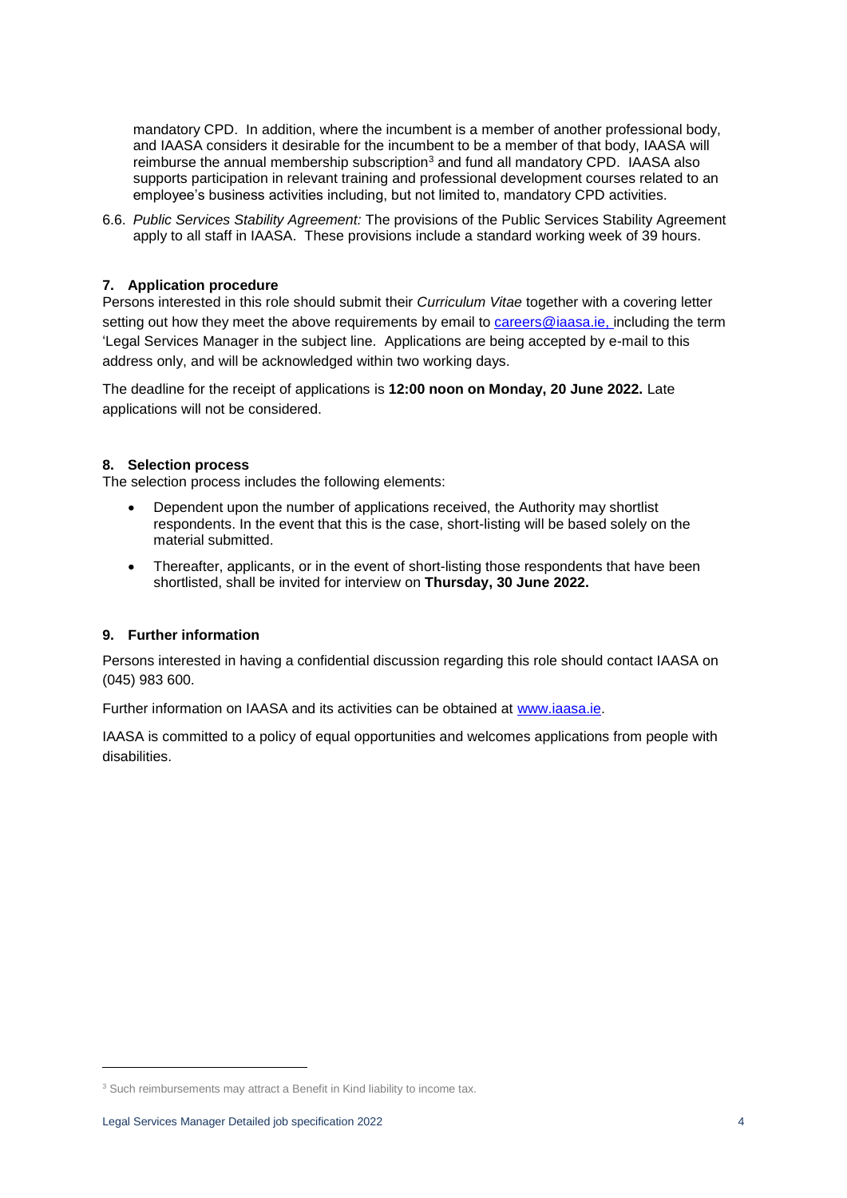mandatory CPD. In addition, where the incumbent is a member of another professional body, and IAASA considers it desirable for the incumbent to be a member of that body, IAASA will reimburse the annual membership subscription[3] and fund all mandatory CPD. IAASA also supports participation in relevant training and professional development courses related to an employee's business activities including, but not limited to, mandatory CPD activities.

6.6. *Public Services Stability Agreement:* The provisions of the Public Services Stability Agreement apply to all staff in IAASA. These provisions include a standard working week of 39 hours.

## 7. Application procedure

Persons interested in this role should submit their *Curriculum Vitae* together with a covering letter setting out how they meet the above requirements by email to careers@iaasa.ie, including the term 'Legal Services Manager in the subject line. Applications are being accepted by e-mail to this address only, and will be acknowledged within two working days.

The deadline for the receipt of applications is **12:00 noon on Monday, 20 June 2022.** Late applications will not be considered.

## 8. Selection process

The selection process includes the following elements:

- Dependent upon the number of applications received, the Authority may shortlist respondents. In the event that this is the case, short-listing will be based solely on the material submitted.
- Thereafter, applicants, or in the event of short-listing those respondents that have been shortlisted, shall be invited for interview on **Thursday, 30 June 2022.**

## 9. Further information

Persons interested in having a confidential discussion regarding this role should contact IAASA on (045) 983 600.

Further information on IAASA and its activities can be obtained at www.iaasa.ie.

IAASA is committed to a policy of equal opportunities and welcomes applications from people with disabilities.

---

[3] Such reimbursements may attract a Benefit in Kind liability to income tax.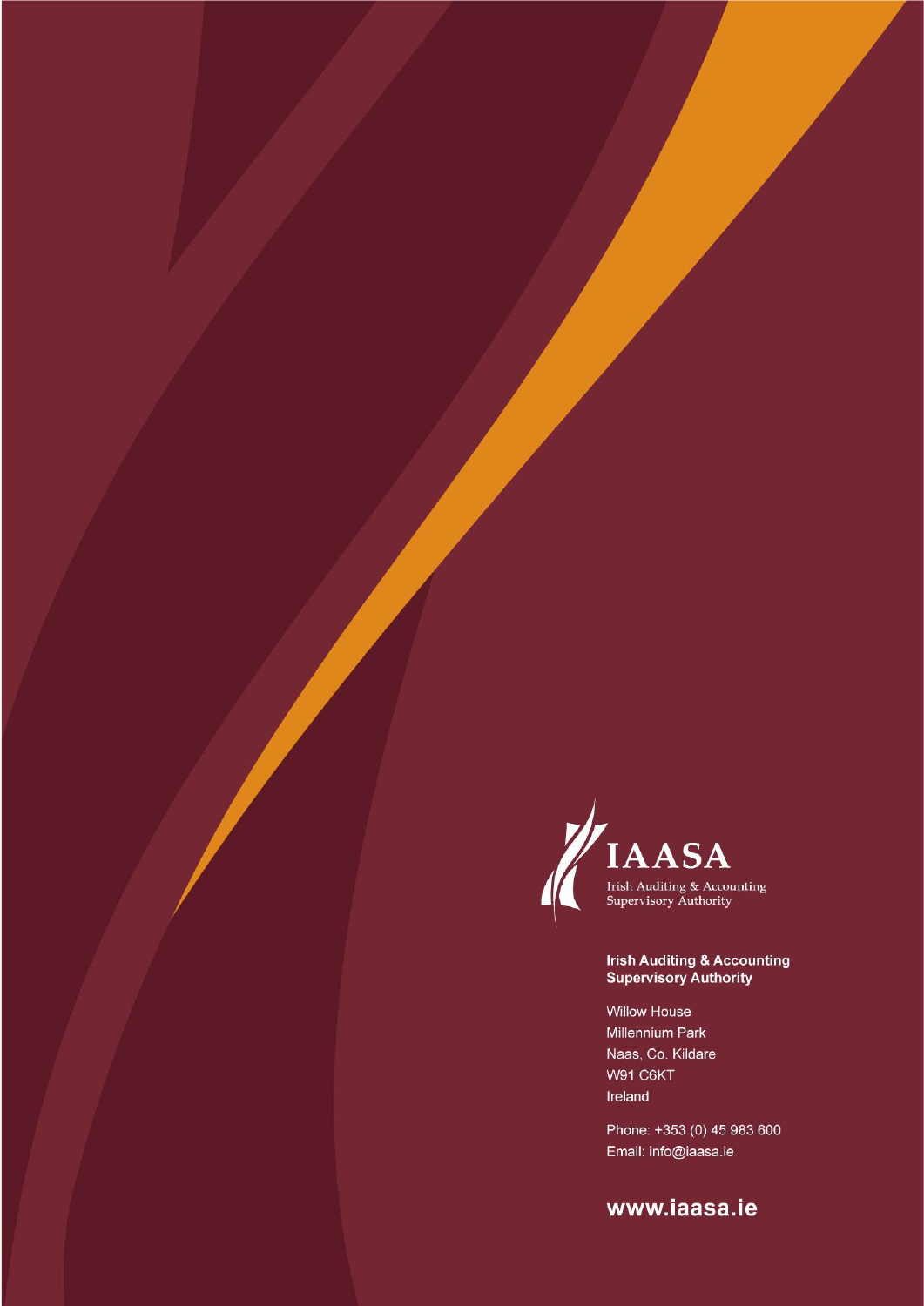IAASA

Irish Auditing & Accounting
Supervisory Authority

**Irish Auditing & Accounting Supervisory Authority**

Willow House
Millennium Park
Naas, Co. Kildare
W91 C6KT
Ireland

Phone: +353 (0) 45 983 600
Email: info@iaasa.ie

**www.iaasa.ie**